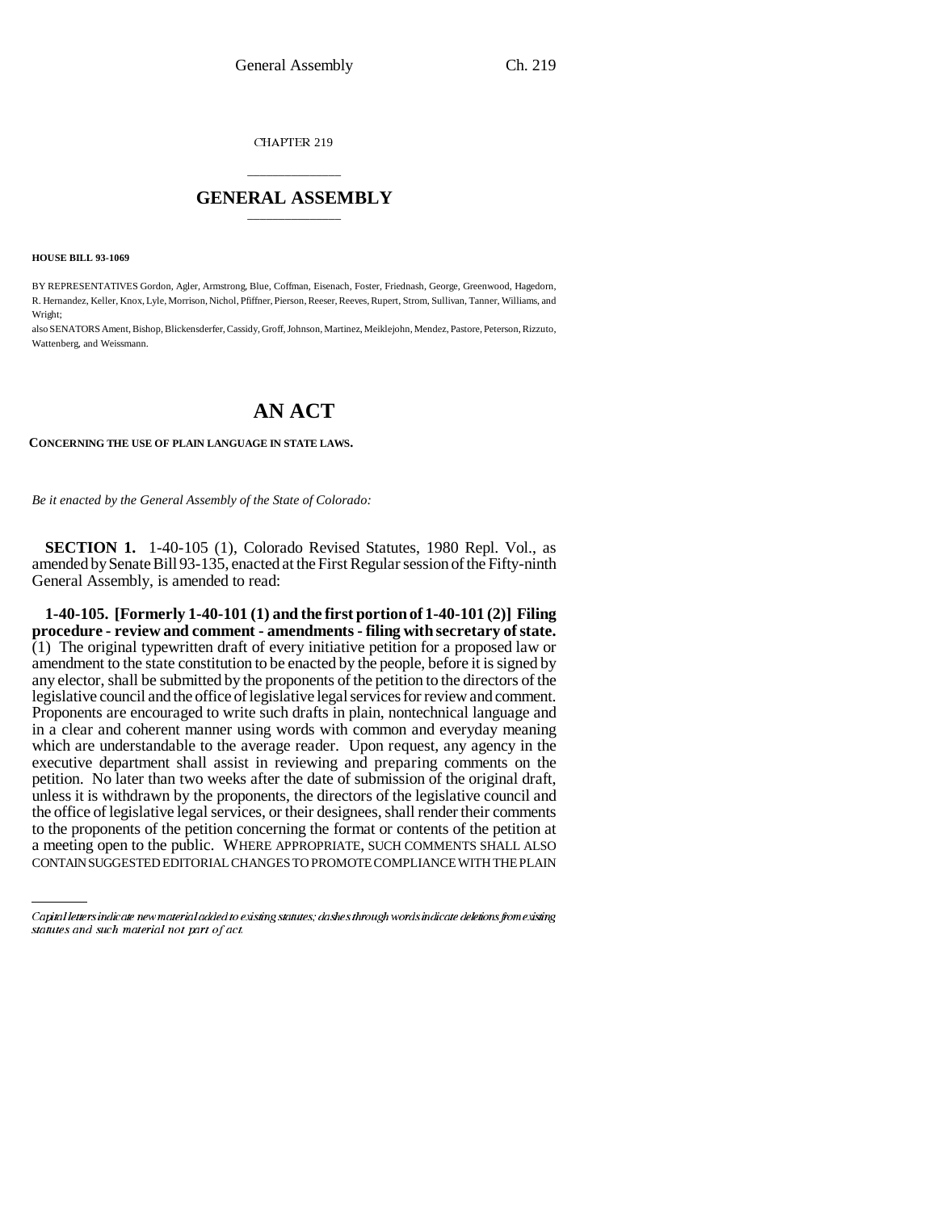CHAPTER 219

## GENERAL ASSEMBLY

**HOUSE BILL 93-1069**

BY REPRESENTATIVES Gordon, Agler, Armstrong, Blue, Coffman, Eisenach, Foster, Friednash, George, Greenwood, Hagedorn, R. Hernandez, Keller, Knox, Lyle, Morrison, Nichol, Pfiffner, Pierson, Reeser, Reeves, Rupert, Strom, Sullivan, Tanner, Williams, and Wright;

also SENATORS Ament, Bishop, Blickensderfer, Cassidy, Groff, Johnson, Martinez, Meiklejohn, Mendez, Pastore, Peterson, Rizzuto, Wattenberg, and Weissmann.

# AN ACT

**CONCERNING THE USE OF PLAIN LANGUAGE IN STATE LAWS.**

*Be it enacted by the General Assembly of the State of Colorado:*

**SECTION 1.** 1-40-105 (1), Colorado Revised Statutes, 1980 Repl. Vol., as amended by Senate Bill 93-135, enacted at the First Regular session of the Fifty-ninth General Assembly, is amended to read:

**1-40-105. [Formerly 1-40-101 (1) and the first portion of 1-40-101 (2)] Filing procedure - review and comment - amendments - filing with secretary of state.** (1) The original typewritten draft of every initiative petition for a proposed law or amendment to the state constitution to be enacted by the people, before it is signed by any elector, shall be submitted by the proponents of the petition to the directors of the legislative council and the office of legislative legal services for review and comment. Proponents are encouraged to write such drafts in plain, nontechnical language and in a clear and coherent manner using words with common and everyday meaning which are understandable to the average reader. Upon request, any agency in the executive department shall assist in reviewing and preparing comments on the petition. No later than two weeks after the date of submission of the original draft, unless it is withdrawn by the proponents, the directors of the legislative council and the office of legislative legal services, or their designees, shall render their comments to the proponents of the petition concerning the format or contents of the petition at a meeting open to the public. WHERE APPROPRIATE, SUCH COMMENTS SHALL ALSO CONTAIN SUGGESTED EDITORIAL CHANGES TO PROMOTE COMPLIANCE WITH THE PLAIN

*Capital letters indicate new material added to existing statutes; dashes through words indicate deletions from existing statutes and such material not part of act.*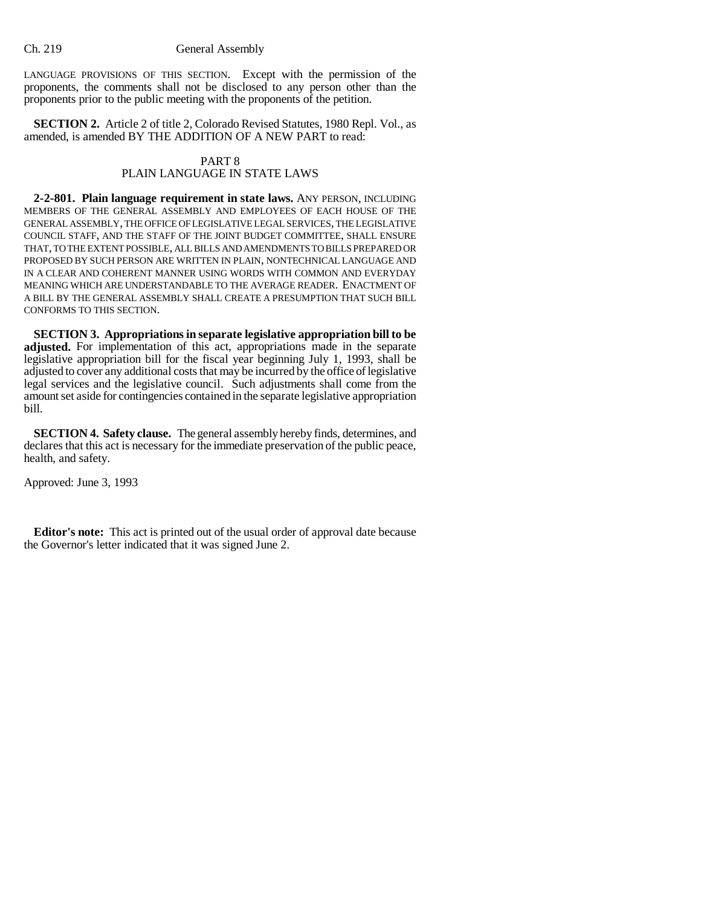LANGUAGE PROVISIONS OF THIS SECTION. Except with the permission of the proponents, the comments shall not be disclosed to any person other than the proponents prior to the public meeting with the proponents of the petition.

**SECTION 2.** Article 2 of title 2, Colorado Revised Statutes, 1980 Repl. Vol., as amended, is amended BY THE ADDITION OF A NEW PART to read:

PART 8
PLAIN LANGUAGE IN STATE LAWS

**2-2-801. Plain language requirement in state laws.** ANY PERSON, INCLUDING MEMBERS OF THE GENERAL ASSEMBLY AND EMPLOYEES OF EACH HOUSE OF THE GENERAL ASSEMBLY, THE OFFICE OF LEGISLATIVE LEGAL SERVICES, THE LEGISLATIVE COUNCIL STAFF, AND THE STAFF OF THE JOINT BUDGET COMMITTEE, SHALL ENSURE THAT, TO THE EXTENT POSSIBLE, ALL BILLS AND AMENDMENTS TO BILLS PREPARED OR PROPOSED BY SUCH PERSON ARE WRITTEN IN PLAIN, NONTECHNICAL LANGUAGE AND IN A CLEAR AND COHERENT MANNER USING WORDS WITH COMMON AND EVERYDAY MEANING WHICH ARE UNDERSTANDABLE TO THE AVERAGE READER. ENACTMENT OF A BILL BY THE GENERAL ASSEMBLY SHALL CREATE A PRESUMPTION THAT SUCH BILL CONFORMS TO THIS SECTION.

**SECTION 3. Appropriations in separate legislative appropriation bill to be adjusted.** For implementation of this act, appropriations made in the separate legislative appropriation bill for the fiscal year beginning July 1, 1993, shall be adjusted to cover any additional costs that may be incurred by the office of legislative legal services and the legislative council. Such adjustments shall come from the amount set aside for contingencies contained in the separate legislative appropriation bill.

**SECTION 4. Safety clause.** The general assembly hereby finds, determines, and declares that this act is necessary for the immediate preservation of the public peace, health, and safety.

Approved: June 3, 1993

**Editor's note:** This act is printed out of the usual order of approval date because the Governor's letter indicated that it was signed June 2.